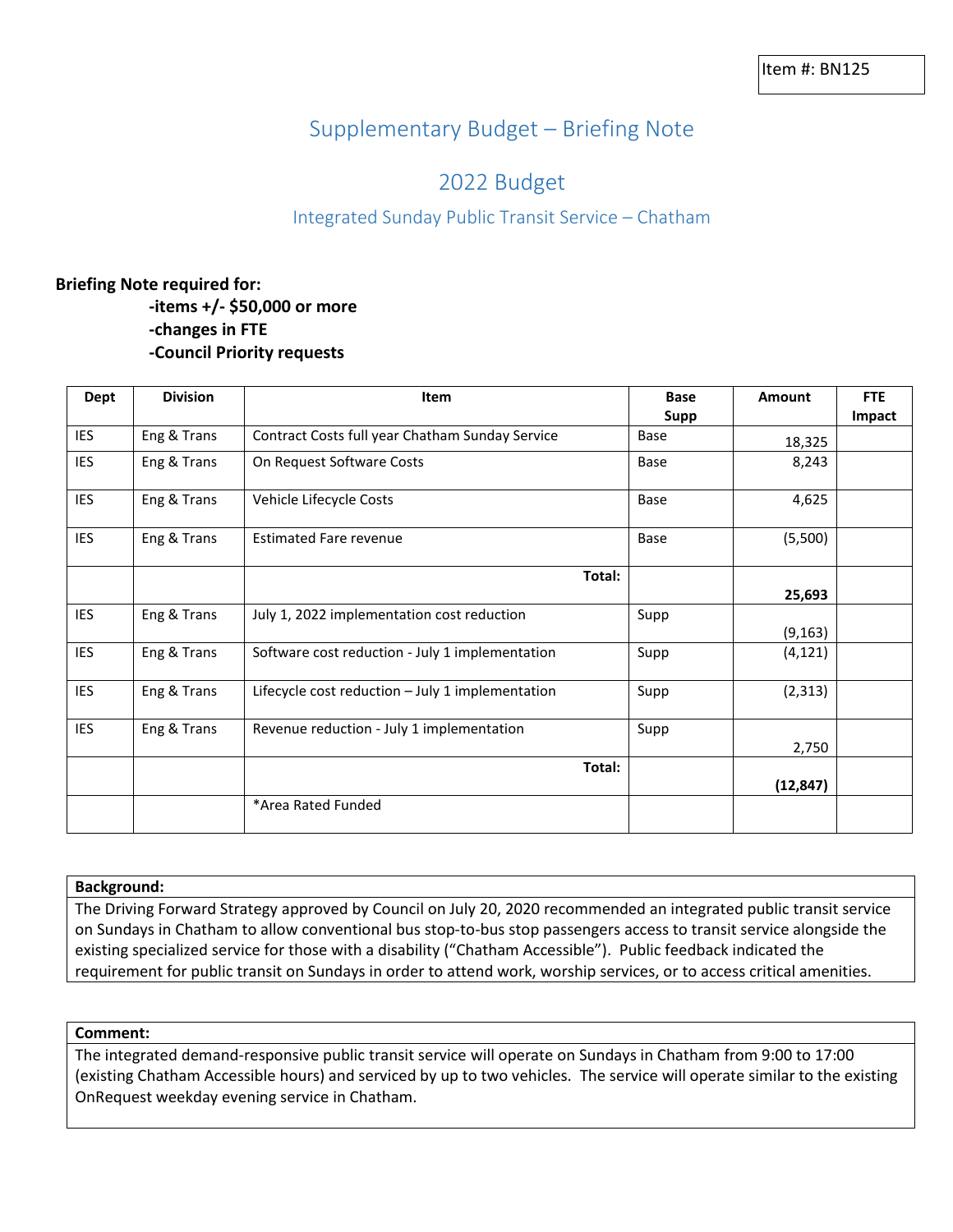Item #: BN125

# Supplementary Budget – Briefing Note

## 2022 Budget

### Integrated Sunday Public Transit Service – Chatham

**Briefing Note required for:**

- **-items +/- $50,000 or more**
- **-changes in FTE**
- **-Council Priority requests**

| Dept | Division | Item | Base Supp | Amount | FTE Impact |
|---|---|---|---|---|---|
| IES | Eng & Trans | Contract Costs full year Chatham Sunday Service | Base | 18,325 | |
| IES | Eng & Trans | On Request Software Costs | Base | 8,243 | |
| IES | Eng & Trans | Vehicle Lifecycle Costs | Base | 4,625 | |
| IES | Eng & Trans | Estimated Fare revenue | Base | (5,500) | |
| | | **Total:** | | **25,693** | |
| IES | Eng & Trans | July 1, 2022 implementation cost reduction | Supp | (9,163) | |
| IES | Eng & Trans | Software cost reduction - July 1 implementation | Supp | (4,121) | |
| IES | Eng & Trans | Lifecycle cost reduction – July 1 implementation | Supp | (2,313) | |
| IES | Eng & Trans | Revenue reduction - July 1 implementation | Supp | 2,750 | |
| | | **Total:** | | **(12,847)** | |
| | | *Area Rated Funded | | | |

**Background:**

The Driving Forward Strategy approved by Council on July 20, 2020 recommended an integrated public transit service on Sundays in Chatham to allow conventional bus stop-to-bus stop passengers access to transit service alongside the existing specialized service for those with a disability ("Chatham Accessible"). Public feedback indicated the requirement for public transit on Sundays in order to attend work, worship services, or to access critical amenities.

**Comment:**

The integrated demand-responsive public transit service will operate on Sundays in Chatham from 9:00 to 17:00 (existing Chatham Accessible hours) and serviced by up to two vehicles. The service will operate similar to the existing OnRequest weekday evening service in Chatham.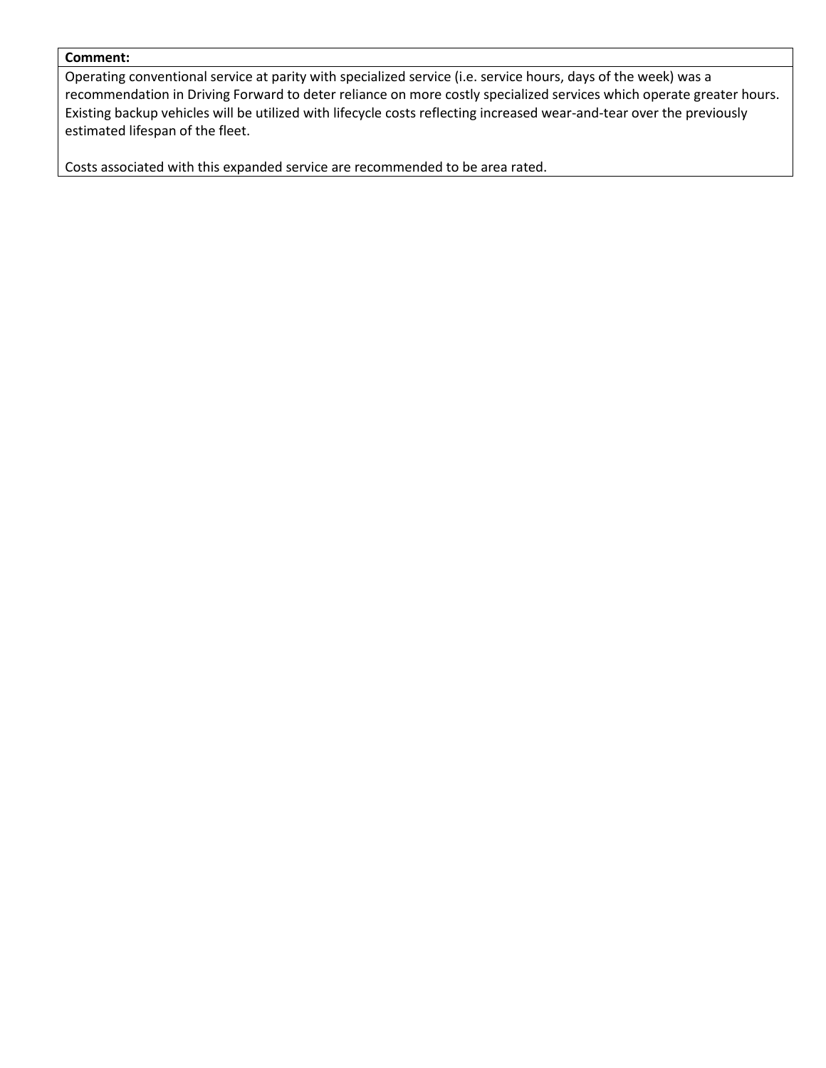| **Comment:** |
| --- |
| Operating conventional service at parity with specialized service (i.e. service hours, days of the week) was a recommendation in Driving Forward to deter reliance on more costly specialized services which operate greater hours. Existing backup vehicles will be utilized with lifecycle costs reflecting increased wear-and-tear over the previously estimated lifespan of the fleet.<br><br>Costs associated with this expanded service are recommended to be area rated. |